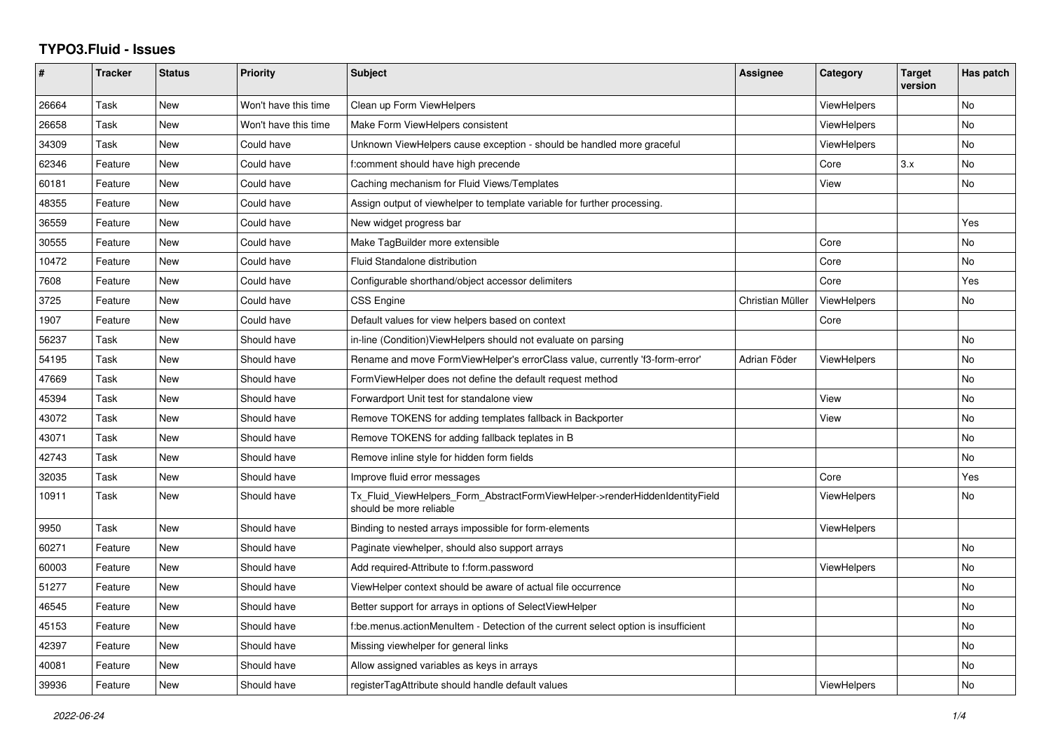# TYPO3.Fluid - Issues

| # | Tracker | Status | Priority | Subject | Assignee | Category | Target version | Has patch |
|---|---|---|---|---|---|---|---|---|
| 26664 | Task | New | Won't have this time | Clean up Form ViewHelpers | | ViewHelpers | | No |
| 26658 | Task | New | Won't have this time | Make Form ViewHelpers consistent | | ViewHelpers | | No |
| 34309 | Task | New | Could have | Unknown ViewHelpers cause exception - should be handled more graceful | | ViewHelpers | | No |
| 62346 | Feature | New | Could have | f:comment should have high precende | | Core | 3.x | No |
| 60181 | Feature | New | Could have | Caching mechanism for Fluid Views/Templates | | View | | No |
| 48355 | Feature | New | Could have | Assign output of viewhelper to template variable for further processing. | | | | |
| 36559 | Feature | New | Could have | New widget progress bar | | | | Yes |
| 30555 | Feature | New | Could have | Make TagBuilder more extensible | | Core | | No |
| 10472 | Feature | New | Could have | Fluid Standalone distribution | | Core | | No |
| 7608 | Feature | New | Could have | Configurable shorthand/object accessor delimiters | | Core | | Yes |
| 3725 | Feature | New | Could have | CSS Engine | Christian Müller | ViewHelpers | | No |
| 1907 | Feature | New | Could have | Default values for view helpers based on context | | Core | | |
| 56237 | Task | New | Should have | in-line (Condition)ViewHelpers should not evaluate on parsing | | | | No |
| 54195 | Task | New | Should have | Rename and move FormViewHelper's errorClass value, currently 'f3-form-error' | Adrian Föder | ViewHelpers | | No |
| 47669 | Task | New | Should have | FormViewHelper does not define the default request method | | | | No |
| 45394 | Task | New | Should have | Forwardport Unit test for standalone view | | View | | No |
| 43072 | Task | New | Should have | Remove TOKENS for adding templates fallback in Backporter | | View | | No |
| 43071 | Task | New | Should have | Remove TOKENS for adding fallback teplates in B | | | | No |
| 42743 | Task | New | Should have | Remove inline style for hidden form fields | | | | No |
| 32035 | Task | New | Should have | Improve fluid error messages | | Core | | Yes |
| 10911 | Task | New | Should have | Tx_Fluid_ViewHelpers_Form_AbstractFormViewHelper->renderHiddenIdentityField should be more reliable | | ViewHelpers | | No |
| 9950 | Task | New | Should have | Binding to nested arrays impossible for form-elements | | ViewHelpers | | |
| 60271 | Feature | New | Should have | Paginate viewhelper, should also support arrays | | | | No |
| 60003 | Feature | New | Should have | Add required-Attribute to f:form.password | | ViewHelpers | | No |
| 51277 | Feature | New | Should have | ViewHelper context should be aware of actual file occurrence | | | | No |
| 46545 | Feature | New | Should have | Better support for arrays in options of SelectViewHelper | | | | No |
| 45153 | Feature | New | Should have | f:be.menus.actionMenuItem - Detection of the current select option is insufficient | | | | No |
| 42397 | Feature | New | Should have | Missing viewhelper for general links | | | | No |
| 40081 | Feature | New | Should have | Allow assigned variables as keys in arrays | | | | No |
| 39936 | Feature | New | Should have | registerTagAttribute should handle default values | | ViewHelpers | | No |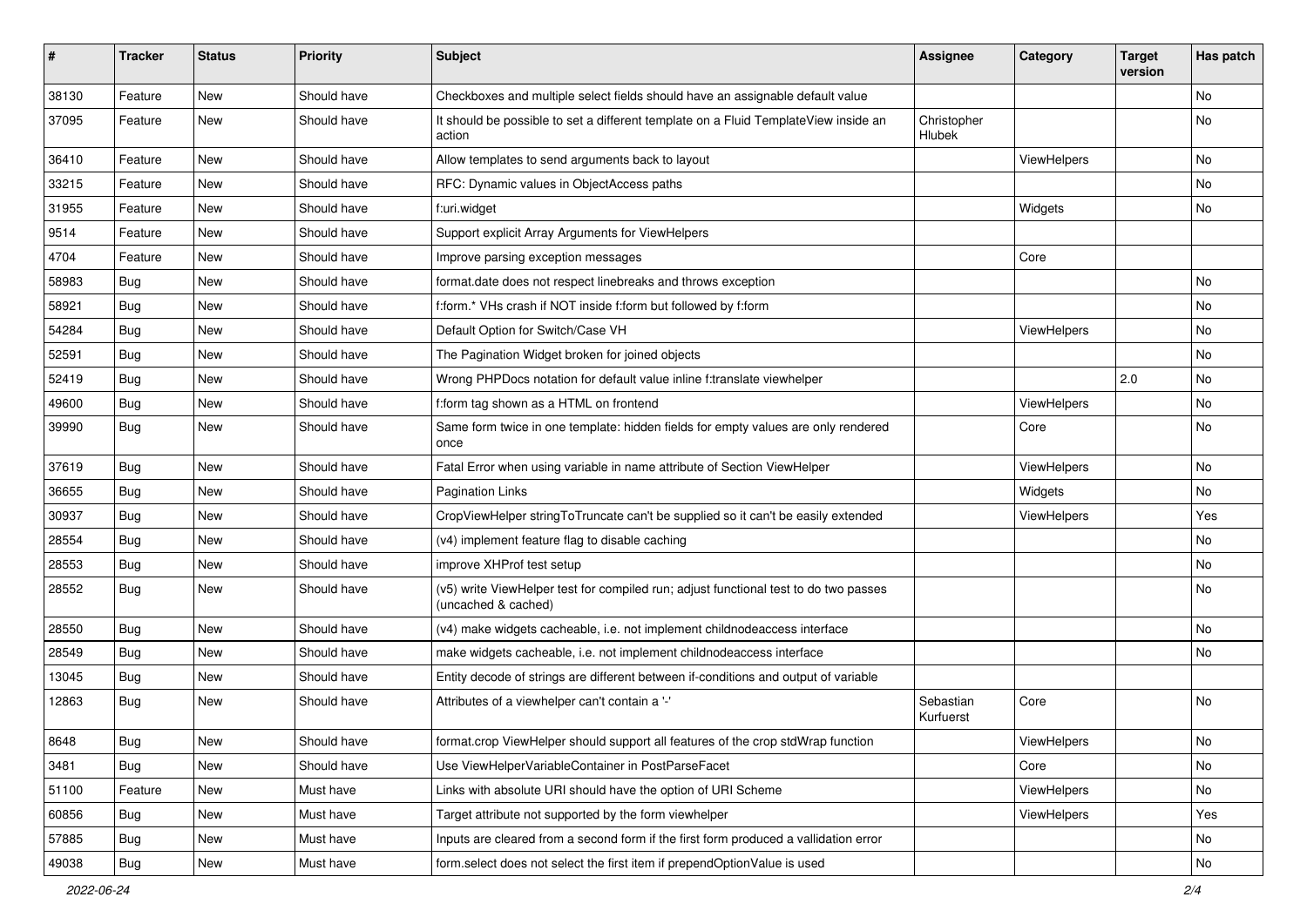| # | Tracker | Status | Priority | Subject | Assignee | Category | Target version | Has patch |
|---|---|---|---|---|---|---|---|---|
| 38130 | Feature | New | Should have | Checkboxes and multiple select fields should have an assignable default value | | | | No |
| 37095 | Feature | New | Should have | It should be possible to set a different template on a Fluid TemplateView inside an action | Christopher Hlubek | | | No |
| 36410 | Feature | New | Should have | Allow templates to send arguments back to layout | | ViewHelpers | | No |
| 33215 | Feature | New | Should have | RFC: Dynamic values in ObjectAccess paths | | | | No |
| 31955 | Feature | New | Should have | f:uri.widget | | Widgets | | No |
| 9514 | Feature | New | Should have | Support explicit Array Arguments for ViewHelpers | | | | |
| 4704 | Feature | New | Should have | Improve parsing exception messages | | Core | | |
| 58983 | Bug | New | Should have | format.date does not respect linebreaks and throws exception | | | | No |
| 58921 | Bug | New | Should have | f:form.* VHs crash if NOT inside f:form but followed by f:form | | | | No |
| 54284 | Bug | New | Should have | Default Option for Switch/Case VH | | ViewHelpers | | No |
| 52591 | Bug | New | Should have | The Pagination Widget broken for joined objects | | | | No |
| 52419 | Bug | New | Should have | Wrong PHPDocs notation for default value inline f:translate viewhelper | | | 2.0 | No |
| 49600 | Bug | New | Should have | f:form tag shown as a HTML on frontend | | ViewHelpers | | No |
| 39990 | Bug | New | Should have | Same form twice in one template: hidden fields for empty values are only rendered once | | Core | | No |
| 37619 | Bug | New | Should have | Fatal Error when using variable in name attribute of Section ViewHelper | | ViewHelpers | | No |
| 36655 | Bug | New | Should have | Pagination Links | | Widgets | | No |
| 30937 | Bug | New | Should have | CropViewHelper stringToTruncate can't be supplied so it can't be easily extended | | ViewHelpers | | Yes |
| 28554 | Bug | New | Should have | (v4) implement feature flag to disable caching | | | | No |
| 28553 | Bug | New | Should have | improve XHProf test setup | | | | No |
| 28552 | Bug | New | Should have | (v5) write ViewHelper test for compiled run; adjust functional test to do two passes (uncached & cached) | | | | No |
| 28550 | Bug | New | Should have | (v4) make widgets cacheable, i.e. not implement childnodeaccess interface | | | | No |
| 28549 | Bug | New | Should have | make widgets cacheable, i.e. not implement childnodeaccess interface | | | | No |
| 13045 | Bug | New | Should have | Entity decode of strings are different between if-conditions and output of variable | | | | |
| 12863 | Bug | New | Should have | Attributes of a viewhelper can't contain a '-' | Sebastian Kurfuerst | Core | | No |
| 8648 | Bug | New | Should have | format.crop ViewHelper should support all features of the crop stdWrap function | | ViewHelpers | | No |
| 3481 | Bug | New | Should have | Use ViewHelperVariableContainer in PostParseFacet | | Core | | No |
| 51100 | Feature | New | Must have | Links with absolute URI should have the option of URI Scheme | | ViewHelpers | | No |
| 60856 | Bug | New | Must have | Target attribute not supported by the form viewhelper | | ViewHelpers | | Yes |
| 57885 | Bug | New | Must have | Inputs are cleared from a second form if the first form produced a vallidation error | | | | No |
| 49038 | Bug | New | Must have | form.select does not select the first item if prependOptionValue is used | | | | No |

2022-06-24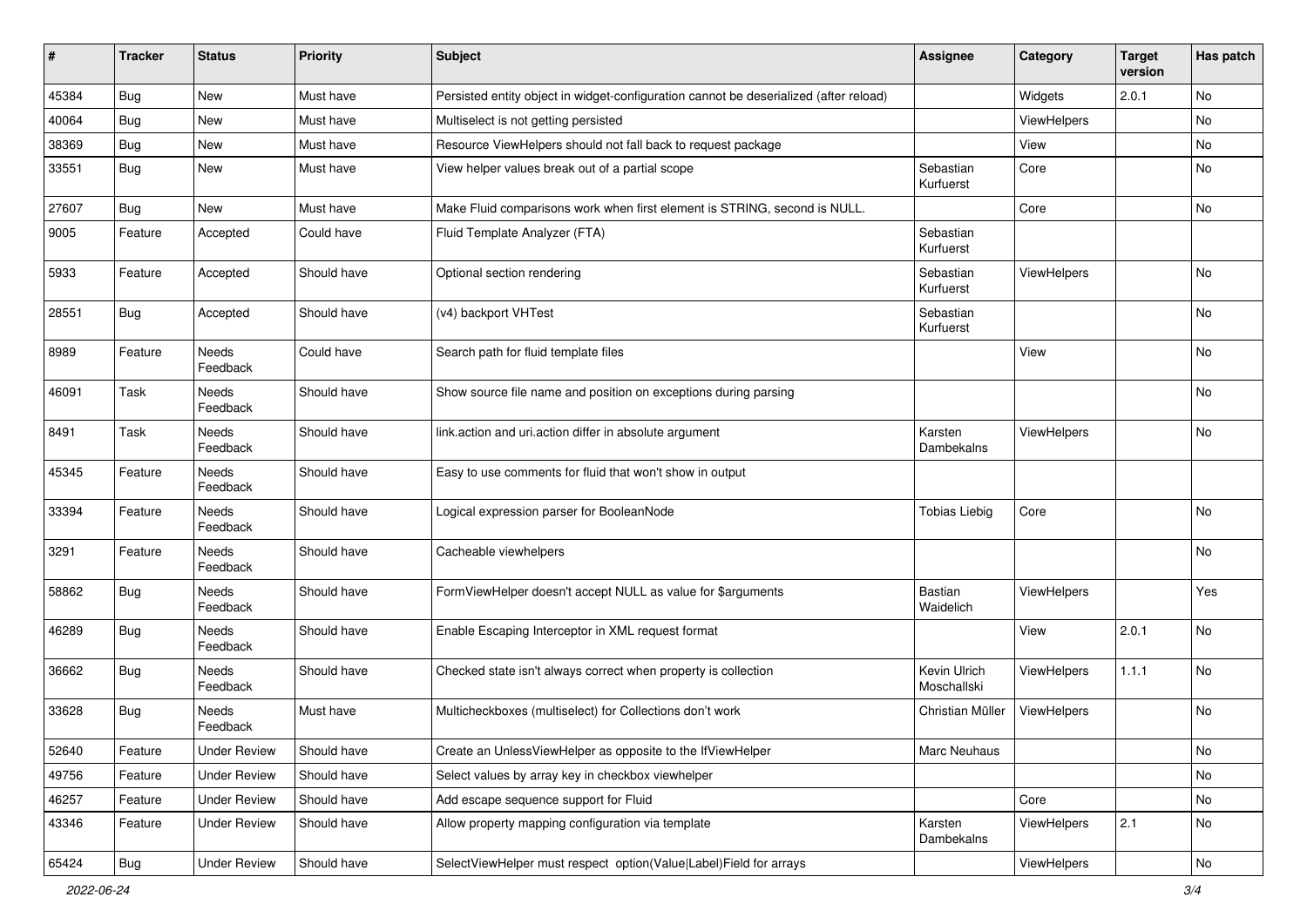| # | Tracker | Status | Priority | Subject | Assignee | Category | Target version | Has patch |
|---|---|---|---|---|---|---|---|---|
| 45384 | Bug | New | Must have | Persisted entity object in widget-configuration cannot be deserialized (after reload) | | Widgets | 2.0.1 | No |
| 40064 | Bug | New | Must have | Multiselect is not getting persisted | | ViewHelpers | | No |
| 38369 | Bug | New | Must have | Resource ViewHelpers should not fall back to request package | | View | | No |
| 33551 | Bug | New | Must have | View helper values break out of a partial scope | Sebastian Kurfuerst | Core | | No |
| 27607 | Bug | New | Must have | Make Fluid comparisons work when first element is STRING, second is NULL. | | Core | | No |
| 9005 | Feature | Accepted | Could have | Fluid Template Analyzer (FTA) | Sebastian Kurfuerst | | | |
| 5933 | Feature | Accepted | Should have | Optional section rendering | Sebastian Kurfuerst | ViewHelpers | | No |
| 28551 | Bug | Accepted | Should have | (v4) backport VHTest | Sebastian Kurfuerst | | | No |
| 8989 | Feature | Needs Feedback | Could have | Search path for fluid template files | | View | | No |
| 46091 | Task | Needs Feedback | Should have | Show source file name and position on exceptions during parsing | | | | No |
| 8491 | Task | Needs Feedback | Should have | link.action and uri.action differ in absolute argument | Karsten Dambekalns | ViewHelpers | | No |
| 45345 | Feature | Needs Feedback | Should have | Easy to use comments for fluid that won't show in output | | | | |
| 33394 | Feature | Needs Feedback | Should have | Logical expression parser for BooleanNode | Tobias Liebig | Core | | No |
| 3291 | Feature | Needs Feedback | Should have | Cacheable viewhelpers | | | | No |
| 58862 | Bug | Needs Feedback | Should have | FormViewHelper doesn't accept NULL as value for $arguments | Bastian Waidelich | ViewHelpers | | Yes |
| 46289 | Bug | Needs Feedback | Should have | Enable Escaping Interceptor in XML request format | | View | 2.0.1 | No |
| 36662 | Bug | Needs Feedback | Should have | Checked state isn't always correct when property is collection | Kevin Ulrich Moschallski | ViewHelpers | 1.1.1 | No |
| 33628 | Bug | Needs Feedback | Must have | Multicheckboxes (multiselect) for Collections don't work | Christian Müller | ViewHelpers | | No |
| 52640 | Feature | Under Review | Should have | Create an UnlessViewHelper as opposite to the IfViewHelper | Marc Neuhaus | | | No |
| 49756 | Feature | Under Review | Should have | Select values by array key in checkbox viewhelper | | | | No |
| 46257 | Feature | Under Review | Should have | Add escape sequence support for Fluid | | Core | | No |
| 43346 | Feature | Under Review | Should have | Allow property mapping configuration via template | Karsten Dambekalns | ViewHelpers | 2.1 | No |
| 65424 | Bug | Under Review | Should have | SelectViewHelper must respect option(Value\|Label)Field for arrays | | ViewHelpers | | No |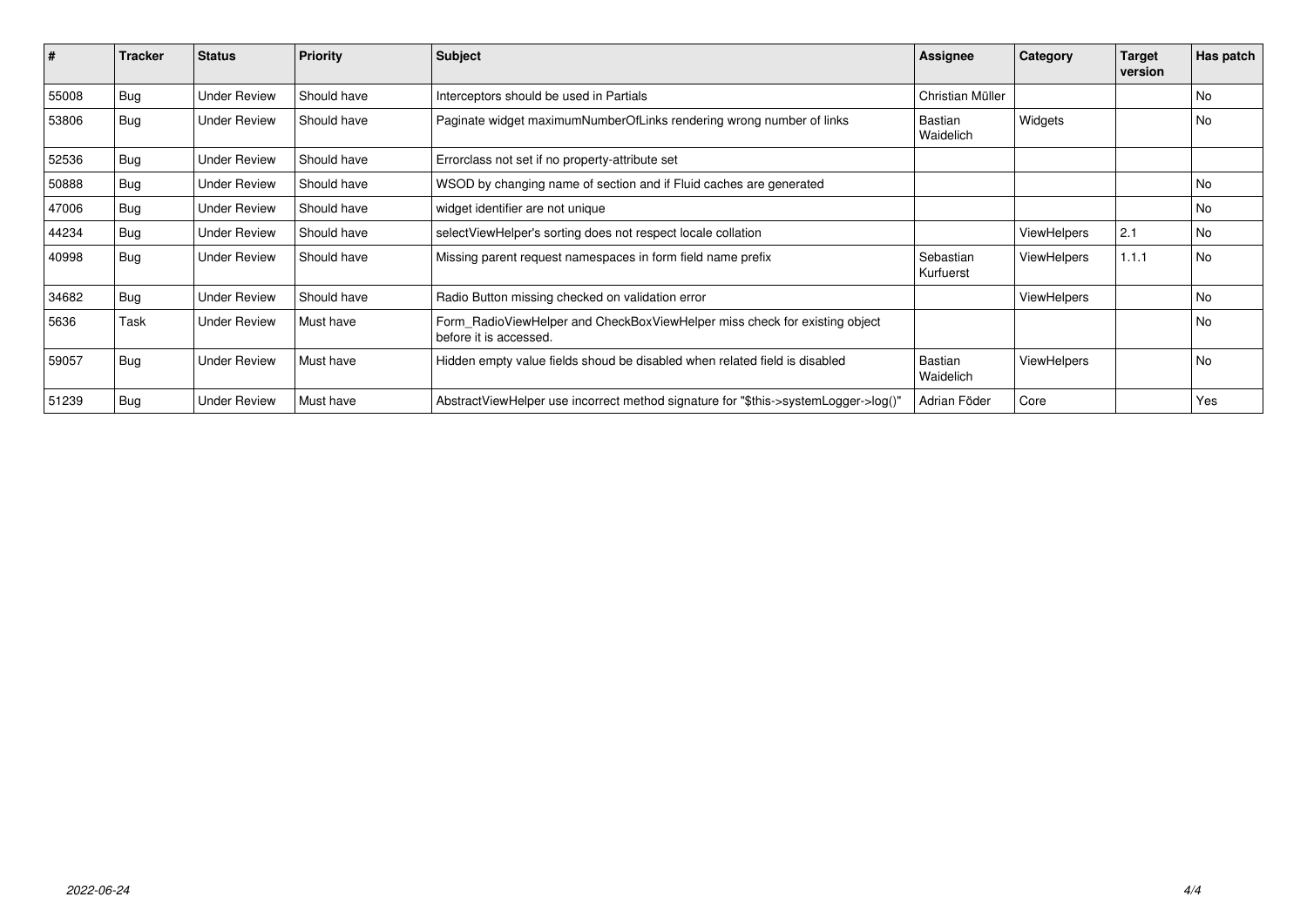| # | Tracker | Status | Priority | Subject | Assignee | Category | Target version | Has patch |
|---|---|---|---|---|---|---|---|---|
| 55008 | Bug | Under Review | Should have | Interceptors should be used in Partials | Christian Müller | | | No |
| 53806 | Bug | Under Review | Should have | Paginate widget maximumNumberOfLinks rendering wrong number of links | Bastian Waidelich | Widgets | | No |
| 52536 | Bug | Under Review | Should have | Errorclass not set if no property-attribute set | | | | |
| 50888 | Bug | Under Review | Should have | WSOD by changing name of section and if Fluid caches are generated | | | | No |
| 47006 | Bug | Under Review | Should have | widget identifier are not unique | | | | No |
| 44234 | Bug | Under Review | Should have | selectViewHelper's sorting does not respect locale collation | | ViewHelpers | 2.1 | No |
| 40998 | Bug | Under Review | Should have | Missing parent request namespaces in form field name prefix | Sebastian Kurfuerst | ViewHelpers | 1.1.1 | No |
| 34682 | Bug | Under Review | Should have | Radio Button missing checked on validation error | | ViewHelpers | | No |
| 5636 | Task | Under Review | Must have | Form_RadioViewHelper and CheckBoxViewHelper miss check for existing object before it is accessed. | | | | No |
| 59057 | Bug | Under Review | Must have | Hidden empty value fields shoud be disabled when related field is disabled | Bastian Waidelich | ViewHelpers | | No |
| 51239 | Bug | Under Review | Must have | AbstractViewHelper use incorrect method signature for "$this->systemLogger->log()" | Adrian Föder | Core | | Yes |

2022-06-24